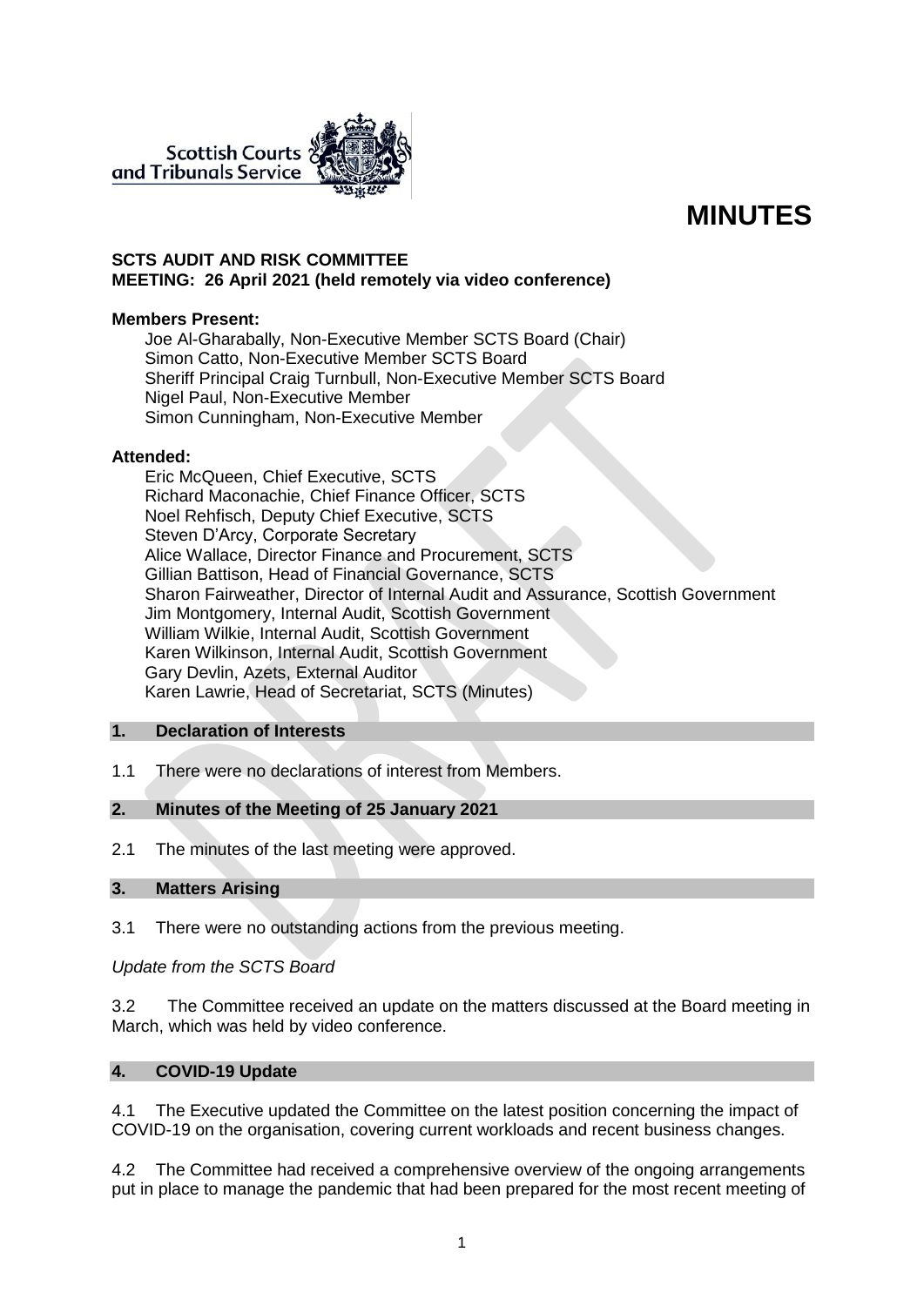Scottish Courts and Tribunals Service

# MINUTES

**SCTS AUDIT AND RISK COMMITTEE**
**MEETING: 26 April 2021 (held remotely via video conference)**

**Members Present:**

Joe Al-Gharabally, Non-Executive Member SCTS Board (Chair)
Simon Catto, Non-Executive Member SCTS Board
Sheriff Principal Craig Turnbull, Non-Executive Member SCTS Board
Nigel Paul, Non-Executive Member
Simon Cunningham, Non-Executive Member

**Attended:**

Eric McQueen, Chief Executive, SCTS
Richard Maconachie, Chief Finance Officer, SCTS
Noel Rehfisch, Deputy Chief Executive, SCTS
Steven D'Arcy, Corporate Secretary
Alice Wallace, Director Finance and Procurement, SCTS
Gillian Battison, Head of Financial Governance, SCTS
Sharon Fairweather, Director of Internal Audit and Assurance, Scottish Government
Jim Montgomery, Internal Audit, Scottish Government
William Wilkie, Internal Audit, Scottish Government
Karen Wilkinson, Internal Audit, Scottish Government
Gary Devlin, Azets, External Auditor
Karen Lawrie, Head of Secretariat, SCTS (Minutes)

## 1. Declaration of Interests

1.1 There were no declarations of interest from Members.

## 2. Minutes of the Meeting of 25 January 2021

2.1 The minutes of the last meeting were approved.

## 3. Matters Arising

3.1 There were no outstanding actions from the previous meeting.

*Update from the SCTS Board*

3.2 The Committee received an update on the matters discussed at the Board meeting in March, which was held by video conference.

## 4. COVID-19 Update

4.1 The Executive updated the Committee on the latest position concerning the impact of COVID-19 on the organisation, covering current workloads and recent business changes.

4.2 The Committee had received a comprehensive overview of the ongoing arrangements put in place to manage the pandemic that had been prepared for the most recent meeting of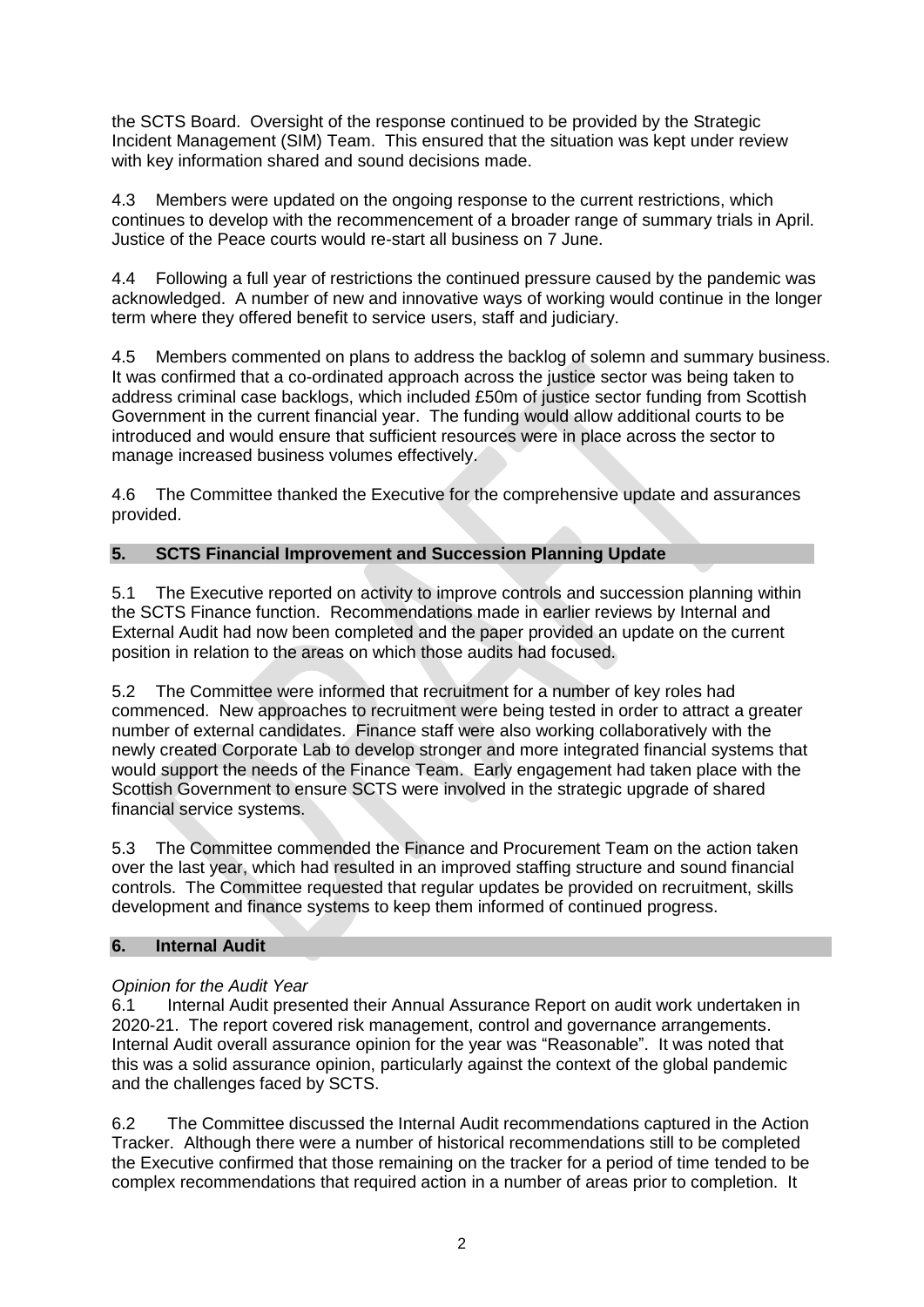the SCTS Board. Oversight of the response continued to be provided by the Strategic Incident Management (SIM) Team. This ensured that the situation was kept under review with key information shared and sound decisions made.

4.3 Members were updated on the ongoing response to the current restrictions, which continues to develop with the recommencement of a broader range of summary trials in April. Justice of the Peace courts would re-start all business on 7 June.

4.4 Following a full year of restrictions the continued pressure caused by the pandemic was acknowledged. A number of new and innovative ways of working would continue in the longer term where they offered benefit to service users, staff and judiciary.

4.5 Members commented on plans to address the backlog of solemn and summary business. It was confirmed that a co-ordinated approach across the justice sector was being taken to address criminal case backlogs, which included £50m of justice sector funding from Scottish Government in the current financial year. The funding would allow additional courts to be introduced and would ensure that sufficient resources were in place across the sector to manage increased business volumes effectively.

4.6 The Committee thanked the Executive for the comprehensive update and assurances provided.

## 5. SCTS Financial Improvement and Succession Planning Update

5.1 The Executive reported on activity to improve controls and succession planning within the SCTS Finance function. Recommendations made in earlier reviews by Internal and External Audit had now been completed and the paper provided an update on the current position in relation to the areas on which those audits had focused.

5.2 The Committee were informed that recruitment for a number of key roles had commenced. New approaches to recruitment were being tested in order to attract a greater number of external candidates. Finance staff were also working collaboratively with the newly created Corporate Lab to develop stronger and more integrated financial systems that would support the needs of the Finance Team. Early engagement had taken place with the Scottish Government to ensure SCTS were involved in the strategic upgrade of shared financial service systems.

5.3 The Committee commended the Finance and Procurement Team on the action taken over the last year, which had resulted in an improved staffing structure and sound financial controls. The Committee requested that regular updates be provided on recruitment, skills development and finance systems to keep them informed of continued progress.

## 6. Internal Audit

*Opinion for the Audit Year*

6.1 Internal Audit presented their Annual Assurance Report on audit work undertaken in 2020-21. The report covered risk management, control and governance arrangements. Internal Audit overall assurance opinion for the year was "Reasonable". It was noted that this was a solid assurance opinion, particularly against the context of the global pandemic and the challenges faced by SCTS.

6.2 The Committee discussed the Internal Audit recommendations captured in the Action Tracker. Although there were a number of historical recommendations still to be completed the Executive confirmed that those remaining on the tracker for a period of time tended to be complex recommendations that required action in a number of areas prior to completion. It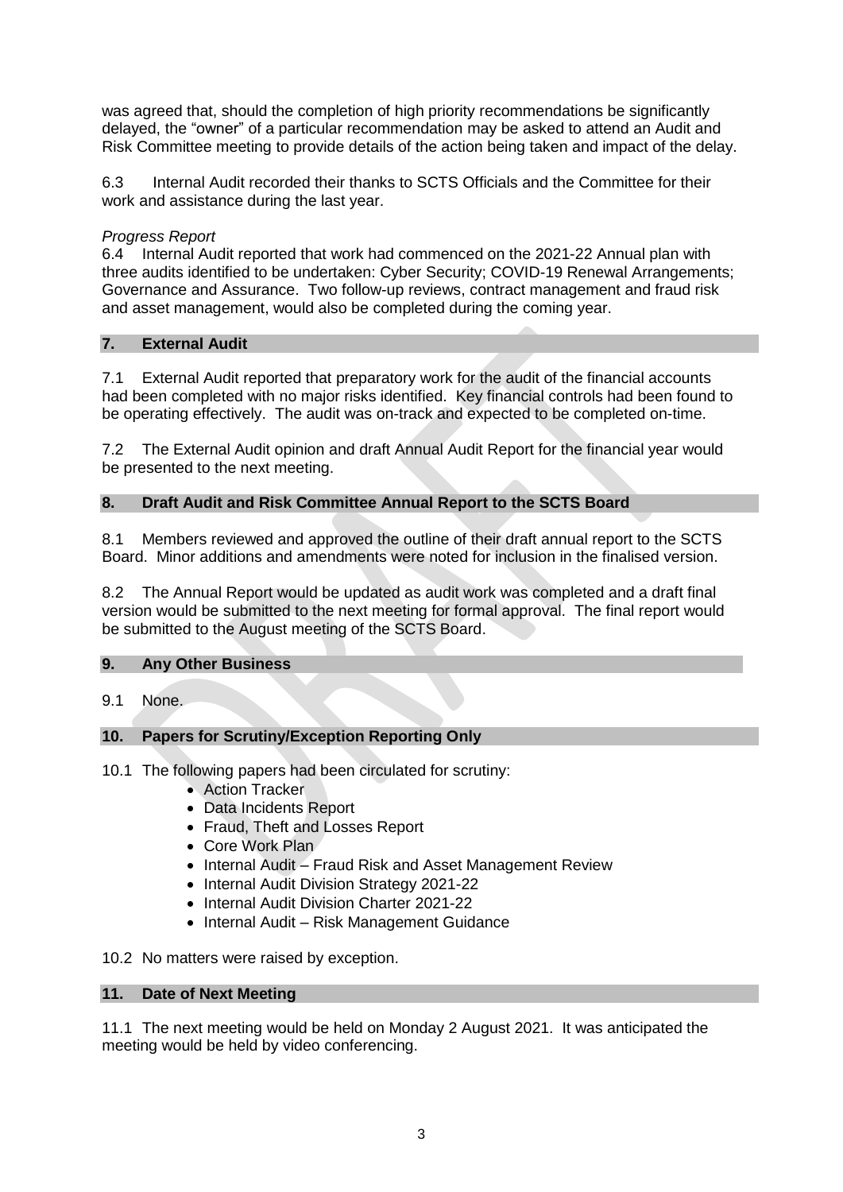was agreed that, should the completion of high priority recommendations be significantly delayed, the "owner" of a particular recommendation may be asked to attend an Audit and Risk Committee meeting to provide details of the action being taken and impact of the delay.

6.3 Internal Audit recorded their thanks to SCTS Officials and the Committee for their work and assistance during the last year.

*Progress Report*

6.4 Internal Audit reported that work had commenced on the 2021-22 Annual plan with three audits identified to be undertaken: Cyber Security; COVID-19 Renewal Arrangements; Governance and Assurance. Two follow-up reviews, contract management and fraud risk and asset management, would also be completed during the coming year.

## 7. External Audit

7.1 External Audit reported that preparatory work for the audit of the financial accounts had been completed with no major risks identified. Key financial controls had been found to be operating effectively. The audit was on-track and expected to be completed on-time.

7.2 The External Audit opinion and draft Annual Audit Report for the financial year would be presented to the next meeting.

## 8. Draft Audit and Risk Committee Annual Report to the SCTS Board

8.1 Members reviewed and approved the outline of their draft annual report to the SCTS Board. Minor additions and amendments were noted for inclusion in the finalised version.

8.2 The Annual Report would be updated as audit work was completed and a draft final version would be submitted to the next meeting for formal approval. The final report would be submitted to the August meeting of the SCTS Board.

## 9. Any Other Business

9.1 None.

## 10. Papers for Scrutiny/Exception Reporting Only

10.1 The following papers had been circulated for scrutiny:

- Action Tracker
- Data Incidents Report
- Fraud, Theft and Losses Report
- Core Work Plan
- Internal Audit – Fraud Risk and Asset Management Review
- Internal Audit Division Strategy 2021-22
- Internal Audit Division Charter 2021-22
- Internal Audit – Risk Management Guidance

10.2 No matters were raised by exception.

## 11. Date of Next Meeting

11.1 The next meeting would be held on Monday 2 August 2021. It was anticipated the meeting would be held by video conferencing.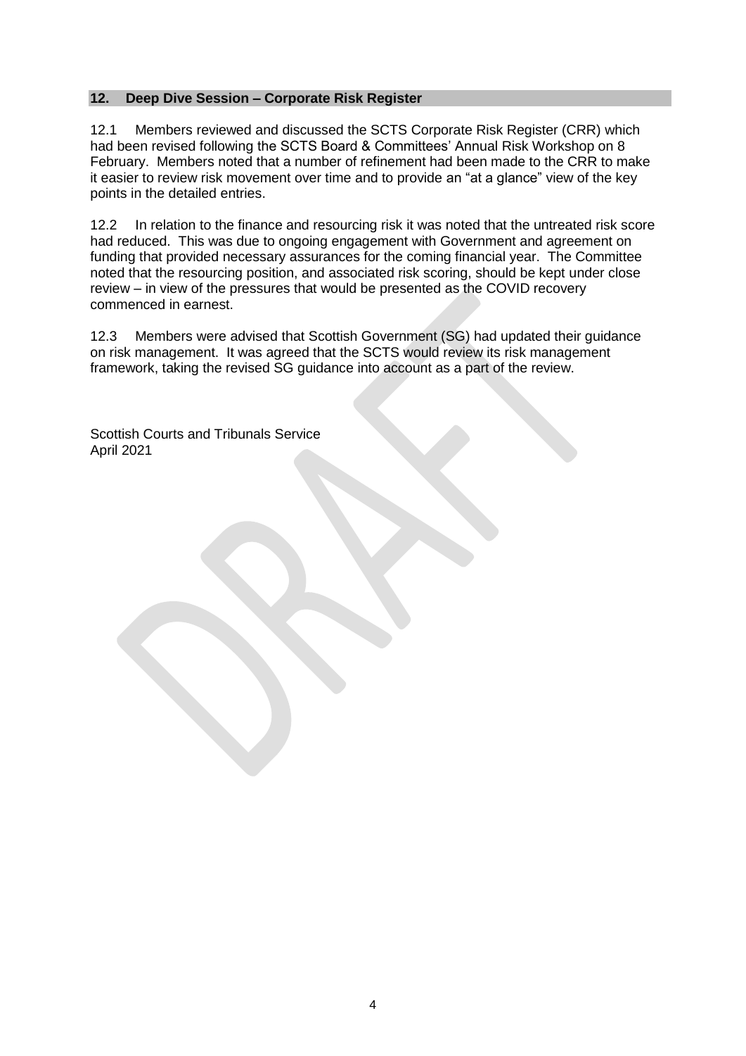## 12. Deep Dive Session – Corporate Risk Register

12.1 Members reviewed and discussed the SCTS Corporate Risk Register (CRR) which had been revised following the SCTS Board & Committees' Annual Risk Workshop on 8 February. Members noted that a number of refinement had been made to the CRR to make it easier to review risk movement over time and to provide an "at a glance" view of the key points in the detailed entries.

12.2 In relation to the finance and resourcing risk it was noted that the untreated risk score had reduced. This was due to ongoing engagement with Government and agreement on funding that provided necessary assurances for the coming financial year. The Committee noted that the resourcing position, and associated risk scoring, should be kept under close review – in view of the pressures that would be presented as the COVID recovery commenced in earnest.

12.3 Members were advised that Scottish Government (SG) had updated their guidance on risk management. It was agreed that the SCTS would review its risk management framework, taking the revised SG guidance into account as a part of the review.

Scottish Courts and Tribunals Service
April 2021